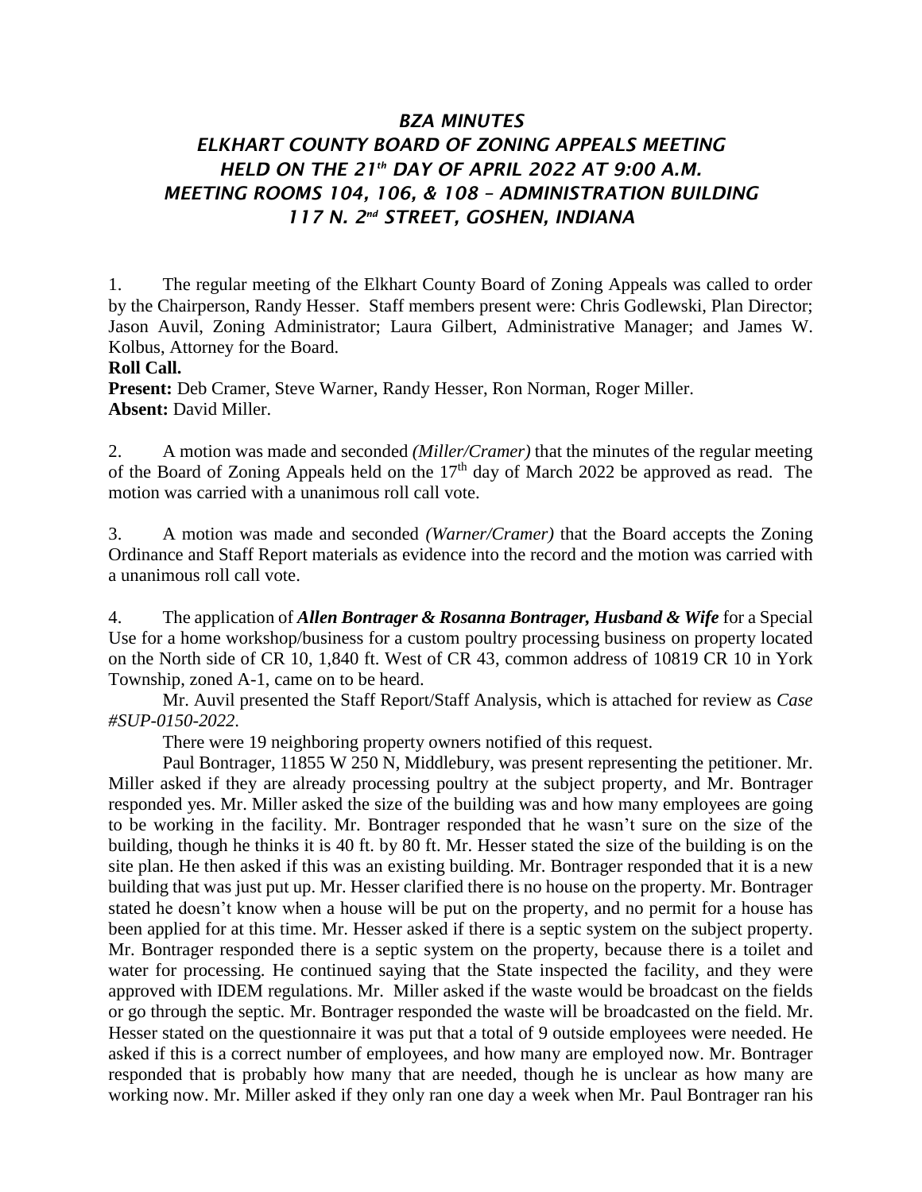# *BZA MINUTES*
# *ELKHART COUNTY BOARD OF ZONING APPEALS MEETING*
# *HELD ON THE 21th DAY OF APRIL 2022 AT 9:00 A.M.*
# *MEETING ROOMS 104, 106, & 108 – ADMINISTRATION BUILDING*
# *117 N. 2nd STREET, GOSHEN, INDIANA*

1. The regular meeting of the Elkhart County Board of Zoning Appeals was called to order by the Chairperson, Randy Hesser. Staff members present were: Chris Godlewski, Plan Director; Jason Auvil, Zoning Administrator; Laura Gilbert, Administrative Manager; and James W. Kolbus, Attorney for the Board.

**Roll Call.**

**Present:** Deb Cramer, Steve Warner, Randy Hesser, Ron Norman, Roger Miller.
**Absent:** David Miller.

2. A motion was made and seconded *(Miller/Cramer)* that the minutes of the regular meeting of the Board of Zoning Appeals held on the 17th day of March 2022 be approved as read. The motion was carried with a unanimous roll call vote.

3. A motion was made and seconded *(Warner/Cramer)* that the Board accepts the Zoning Ordinance and Staff Report materials as evidence into the record and the motion was carried with a unanimous roll call vote.

4. The application of ***Allen Bontrager & Rosanna Bontrager, Husband & Wife*** for a Special Use for a home workshop/business for a custom poultry processing business on property located on the North side of CR 10, 1,840 ft. West of CR 43, common address of 10819 CR 10 in York Township, zoned A-1, came on to be heard.

Mr. Auvil presented the Staff Report/Staff Analysis, which is attached for review as *Case #SUP-0150-2022*.

There were 19 neighboring property owners notified of this request.

Paul Bontrager, 11855 W 250 N, Middlebury, was present representing the petitioner. Mr. Miller asked if they are already processing poultry at the subject property, and Mr. Bontrager responded yes. Mr. Miller asked the size of the building was and how many employees are going to be working in the facility. Mr. Bontrager responded that he wasn't sure on the size of the building, though he thinks it is 40 ft. by 80 ft. Mr. Hesser stated the size of the building is on the site plan. He then asked if this was an existing building. Mr. Bontrager responded that it is a new building that was just put up. Mr. Hesser clarified there is no house on the property. Mr. Bontrager stated he doesn't know when a house will be put on the property, and no permit for a house has been applied for at this time. Mr. Hesser asked if there is a septic system on the subject property. Mr. Bontrager responded there is a septic system on the property, because there is a toilet and water for processing. He continued saying that the State inspected the facility, and they were approved with IDEM regulations. Mr. Miller asked if the waste would be broadcast on the fields or go through the septic. Mr. Bontrager responded the waste will be broadcasted on the field. Mr. Hesser stated on the questionnaire it was put that a total of 9 outside employees were needed. He asked if this is a correct number of employees, and how many are employed now. Mr. Bontrager responded that is probably how many that are needed, though he is unclear as how many are working now. Mr. Miller asked if they only ran one day a week when Mr. Paul Bontrager ran his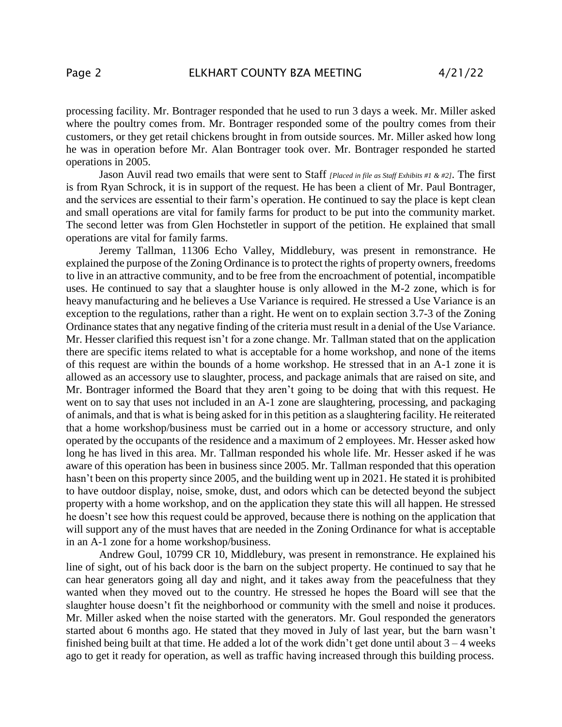processing facility. Mr. Bontrager responded that he used to run 3 days a week. Mr. Miller asked where the poultry comes from. Mr. Bontrager responded some of the poultry comes from their customers, or they get retail chickens brought in from outside sources. Mr. Miller asked how long he was in operation before Mr. Alan Bontrager took over. Mr. Bontrager responded he started operations in 2005.

Jason Auvil read two emails that were sent to Staff *[Placed in file as Staff Exhibits #1 & #2]*. The first is from Ryan Schrock, it is in support of the request. He has been a client of Mr. Paul Bontrager, and the services are essential to their farm's operation. He continued to say the place is kept clean and small operations are vital for family farms for product to be put into the community market. The second letter was from Glen Hochstetler in support of the petition. He explained that small operations are vital for family farms.

Jeremy Tallman, 11306 Echo Valley, Middlebury, was present in remonstrance. He explained the purpose of the Zoning Ordinance is to protect the rights of property owners, freedoms to live in an attractive community, and to be free from the encroachment of potential, incompatible uses. He continued to say that a slaughter house is only allowed in the M-2 zone, which is for heavy manufacturing and he believes a Use Variance is required. He stressed a Use Variance is an exception to the regulations, rather than a right. He went on to explain section 3.7-3 of the Zoning Ordinance states that any negative finding of the criteria must result in a denial of the Use Variance. Mr. Hesser clarified this request isn't for a zone change. Mr. Tallman stated that on the application there are specific items related to what is acceptable for a home workshop, and none of the items of this request are within the bounds of a home workshop. He stressed that in an A-1 zone it is allowed as an accessory use to slaughter, process, and package animals that are raised on site, and Mr. Bontrager informed the Board that they aren't going to be doing that with this request. He went on to say that uses not included in an A-1 zone are slaughtering, processing, and packaging of animals, and that is what is being asked for in this petition as a slaughtering facility. He reiterated that a home workshop/business must be carried out in a home or accessory structure, and only operated by the occupants of the residence and a maximum of 2 employees. Mr. Hesser asked how long he has lived in this area. Mr. Tallman responded his whole life. Mr. Hesser asked if he was aware of this operation has been in business since 2005. Mr. Tallman responded that this operation hasn't been on this property since 2005, and the building went up in 2021. He stated it is prohibited to have outdoor display, noise, smoke, dust, and odors which can be detected beyond the subject property with a home workshop, and on the application they state this will all happen. He stressed he doesn't see how this request could be approved, because there is nothing on the application that will support any of the must haves that are needed in the Zoning Ordinance for what is acceptable in an A-1 zone for a home workshop/business.

Andrew Goul, 10799 CR 10, Middlebury, was present in remonstrance. He explained his line of sight, out of his back door is the barn on the subject property. He continued to say that he can hear generators going all day and night, and it takes away from the peacefulness that they wanted when they moved out to the country. He stressed he hopes the Board will see that the slaughter house doesn't fit the neighborhood or community with the smell and noise it produces. Mr. Miller asked when the noise started with the generators. Mr. Goul responded the generators started about 6 months ago. He stated that they moved in July of last year, but the barn wasn't finished being built at that time. He added a lot of the work didn't get done until about 3 – 4 weeks ago to get it ready for operation, as well as traffic having increased through this building process.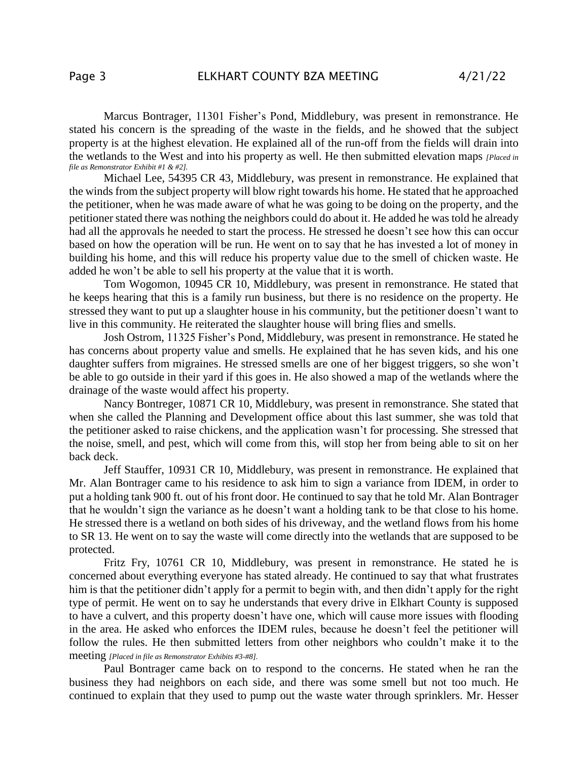Marcus Bontrager, 11301 Fisher's Pond, Middlebury, was present in remonstrance. He stated his concern is the spreading of the waste in the fields, and he showed that the subject property is at the highest elevation. He explained all of the run-off from the fields will drain into the wetlands to the West and into his property as well. He then submitted elevation maps *[Placed in file as Remonstrator Exhibit #1 & #2].*

Michael Lee, 54395 CR 43, Middlebury, was present in remonstrance. He explained that the winds from the subject property will blow right towards his home. He stated that he approached the petitioner, when he was made aware of what he was going to be doing on the property, and the petitioner stated there was nothing the neighbors could do about it. He added he was told he already had all the approvals he needed to start the process. He stressed he doesn't see how this can occur based on how the operation will be run. He went on to say that he has invested a lot of money in building his home, and this will reduce his property value due to the smell of chicken waste. He added he won't be able to sell his property at the value that it is worth.

Tom Wogomon, 10945 CR 10, Middlebury, was present in remonstrance. He stated that he keeps hearing that this is a family run business, but there is no residence on the property. He stressed they want to put up a slaughter house in his community, but the petitioner doesn't want to live in this community. He reiterated the slaughter house will bring flies and smells.

Josh Ostrom, 11325 Fisher's Pond, Middlebury, was present in remonstrance. He stated he has concerns about property value and smells. He explained that he has seven kids, and his one daughter suffers from migraines. He stressed smells are one of her biggest triggers, so she won't be able to go outside in their yard if this goes in. He also showed a map of the wetlands where the drainage of the waste would affect his property.

Nancy Bontreger, 10871 CR 10, Middlebury, was present in remonstrance. She stated that when she called the Planning and Development office about this last summer, she was told that the petitioner asked to raise chickens, and the application wasn't for processing. She stressed that the noise, smell, and pest, which will come from this, will stop her from being able to sit on her back deck.

Jeff Stauffer, 10931 CR 10, Middlebury, was present in remonstrance. He explained that Mr. Alan Bontrager came to his residence to ask him to sign a variance from IDEM, in order to put a holding tank 900 ft. out of his front door. He continued to say that he told Mr. Alan Bontrager that he wouldn't sign the variance as he doesn't want a holding tank to be that close to his home. He stressed there is a wetland on both sides of his driveway, and the wetland flows from his home to SR 13. He went on to say the waste will come directly into the wetlands that are supposed to be protected.

Fritz Fry, 10761 CR 10, Middlebury, was present in remonstrance. He stated he is concerned about everything everyone has stated already. He continued to say that what frustrates him is that the petitioner didn't apply for a permit to begin with, and then didn't apply for the right type of permit. He went on to say he understands that every drive in Elkhart County is supposed to have a culvert, and this property doesn't have one, which will cause more issues with flooding in the area. He asked who enforces the IDEM rules, because he doesn't feel the petitioner will follow the rules. He then submitted letters from other neighbors who couldn't make it to the meeting *[Placed in file as Remonstrator Exhibits #3-#8].*

Paul Bontrager came back on to respond to the concerns. He stated when he ran the business they had neighbors on each side, and there was some smell but not too much. He continued to explain that they used to pump out the waste water through sprinklers. Mr. Hesser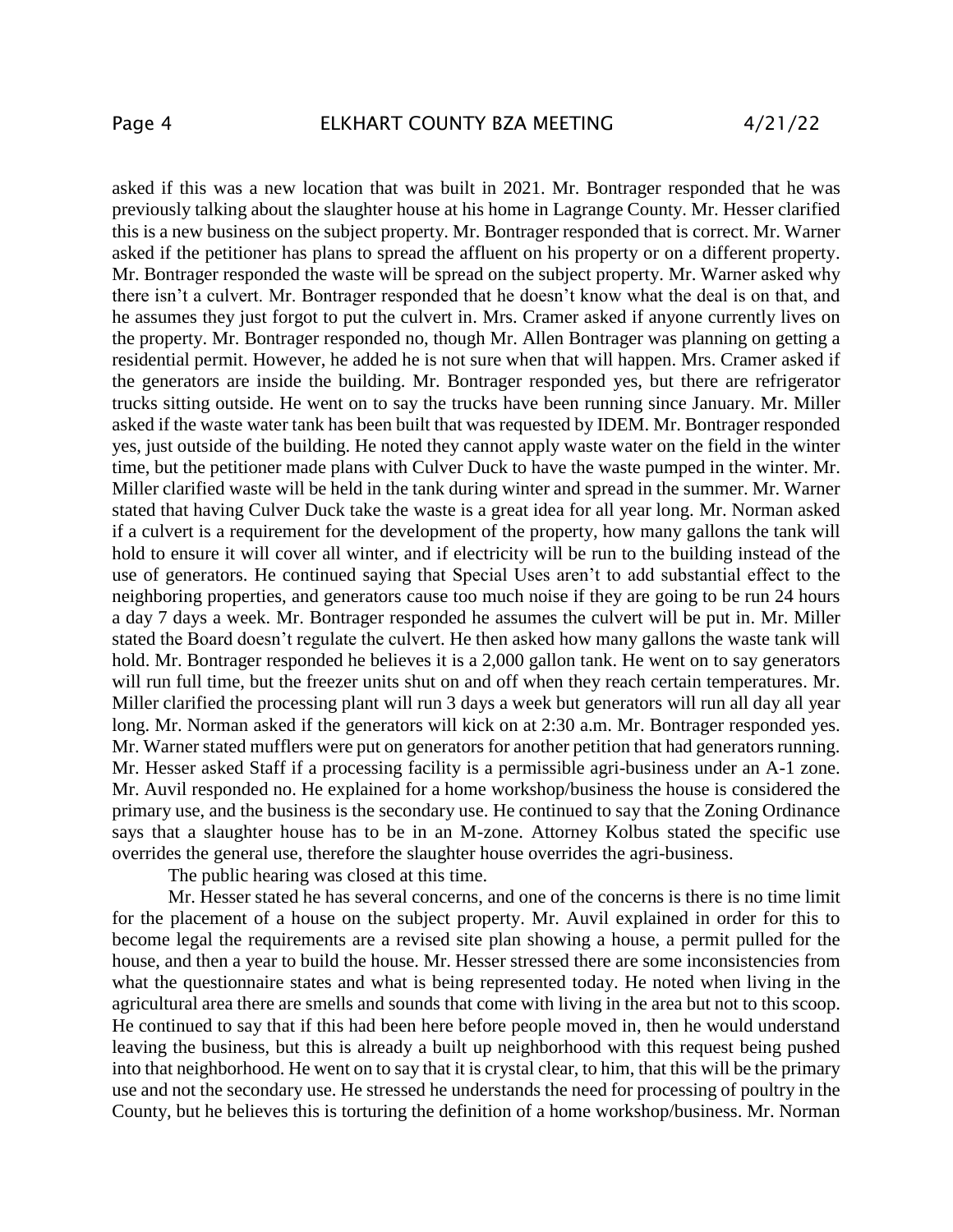asked if this was a new location that was built in 2021. Mr. Bontrager responded that he was previously talking about the slaughter house at his home in Lagrange County. Mr. Hesser clarified this is a new business on the subject property. Mr. Bontrager responded that is correct. Mr. Warner asked if the petitioner has plans to spread the affluent on his property or on a different property. Mr. Bontrager responded the waste will be spread on the subject property. Mr. Warner asked why there isn't a culvert. Mr. Bontrager responded that he doesn't know what the deal is on that, and he assumes they just forgot to put the culvert in. Mrs. Cramer asked if anyone currently lives on the property. Mr. Bontrager responded no, though Mr. Allen Bontrager was planning on getting a residential permit. However, he added he is not sure when that will happen. Mrs. Cramer asked if the generators are inside the building. Mr. Bontrager responded yes, but there are refrigerator trucks sitting outside. He went on to say the trucks have been running since January. Mr. Miller asked if the waste water tank has been built that was requested by IDEM. Mr. Bontrager responded yes, just outside of the building. He noted they cannot apply waste water on the field in the winter time, but the petitioner made plans with Culver Duck to have the waste pumped in the winter. Mr. Miller clarified waste will be held in the tank during winter and spread in the summer. Mr. Warner stated that having Culver Duck take the waste is a great idea for all year long. Mr. Norman asked if a culvert is a requirement for the development of the property, how many gallons the tank will hold to ensure it will cover all winter, and if electricity will be run to the building instead of the use of generators. He continued saying that Special Uses aren't to add substantial effect to the neighboring properties, and generators cause too much noise if they are going to be run 24 hours a day 7 days a week. Mr. Bontrager responded he assumes the culvert will be put in. Mr. Miller stated the Board doesn't regulate the culvert. He then asked how many gallons the waste tank will hold. Mr. Bontrager responded he believes it is a 2,000 gallon tank. He went on to say generators will run full time, but the freezer units shut on and off when they reach certain temperatures. Mr. Miller clarified the processing plant will run 3 days a week but generators will run all day all year long. Mr. Norman asked if the generators will kick on at 2:30 a.m. Mr. Bontrager responded yes. Mr. Warner stated mufflers were put on generators for another petition that had generators running. Mr. Hesser asked Staff if a processing facility is a permissible agri-business under an A-1 zone. Mr. Auvil responded no. He explained for a home workshop/business the house is considered the primary use, and the business is the secondary use. He continued to say that the Zoning Ordinance says that a slaughter house has to be in an M-zone. Attorney Kolbus stated the specific use overrides the general use, therefore the slaughter house overrides the agri-business.

The public hearing was closed at this time.

Mr. Hesser stated he has several concerns, and one of the concerns is there is no time limit for the placement of a house on the subject property. Mr. Auvil explained in order for this to become legal the requirements are a revised site plan showing a house, a permit pulled for the house, and then a year to build the house. Mr. Hesser stressed there are some inconsistencies from what the questionnaire states and what is being represented today. He noted when living in the agricultural area there are smells and sounds that come with living in the area but not to this scoop. He continued to say that if this had been here before people moved in, then he would understand leaving the business, but this is already a built up neighborhood with this request being pushed into that neighborhood. He went on to say that it is crystal clear, to him, that this will be the primary use and not the secondary use. He stressed he understands the need for processing of poultry in the County, but he believes this is torturing the definition of a home workshop/business. Mr. Norman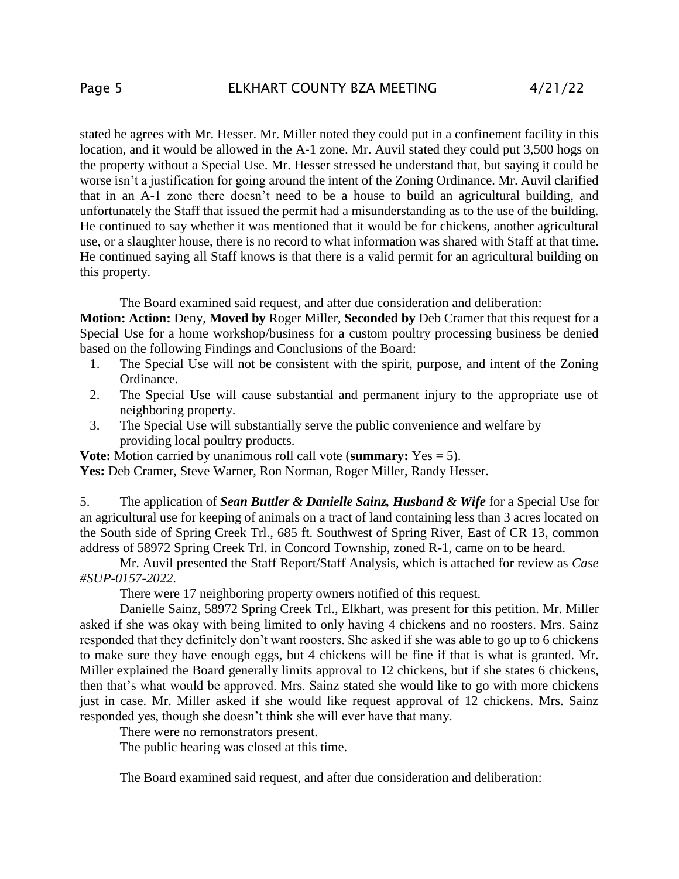stated he agrees with Mr. Hesser. Mr. Miller noted they could put in a confinement facility in this location, and it would be allowed in the A-1 zone. Mr. Auvil stated they could put 3,500 hogs on the property without a Special Use. Mr. Hesser stressed he understand that, but saying it could be worse isn't a justification for going around the intent of the Zoning Ordinance. Mr. Auvil clarified that in an A-1 zone there doesn't need to be a house to build an agricultural building, and unfortunately the Staff that issued the permit had a misunderstanding as to the use of the building. He continued to say whether it was mentioned that it would be for chickens, another agricultural use, or a slaughter house, there is no record to what information was shared with Staff at that time. He continued saying all Staff knows is that there is a valid permit for an agricultural building on this property.

The Board examined said request, and after due consideration and deliberation:

**Motion: Action:** Deny, **Moved by** Roger Miller, **Seconded by** Deb Cramer that this request for a Special Use for a home workshop/business for a custom poultry processing business be denied based on the following Findings and Conclusions of the Board:

1. The Special Use will not be consistent with the spirit, purpose, and intent of the Zoning Ordinance.
2. The Special Use will cause substantial and permanent injury to the appropriate use of neighboring property.
3. The Special Use will substantially serve the public convenience and welfare by providing local poultry products.

**Vote:** Motion carried by unanimous roll call vote (**summary:** Yes = 5).
**Yes:** Deb Cramer, Steve Warner, Ron Norman, Roger Miller, Randy Hesser.

5. The application of ***Sean Buttler & Danielle Sainz, Husband & Wife*** for a Special Use for an agricultural use for keeping of animals on a tract of land containing less than 3 acres located on the South side of Spring Creek Trl., 685 ft. Southwest of Spring River, East of CR 13, common address of 58972 Spring Creek Trl. in Concord Township, zoned R-1, came on to be heard.

Mr. Auvil presented the Staff Report/Staff Analysis, which is attached for review as *Case #SUP-0157-2022*.

There were 17 neighboring property owners notified of this request.

Danielle Sainz, 58972 Spring Creek Trl., Elkhart, was present for this petition. Mr. Miller asked if she was okay with being limited to only having 4 chickens and no roosters. Mrs. Sainz responded that they definitely don't want roosters. She asked if she was able to go up to 6 chickens to make sure they have enough eggs, but 4 chickens will be fine if that is what is granted. Mr. Miller explained the Board generally limits approval to 12 chickens, but if she states 6 chickens, then that's what would be approved. Mrs. Sainz stated she would like to go with more chickens just in case. Mr. Miller asked if she would like request approval of 12 chickens. Mrs. Sainz responded yes, though she doesn't think she will ever have that many.

There were no remonstrators present.

The public hearing was closed at this time.

The Board examined said request, and after due consideration and deliberation: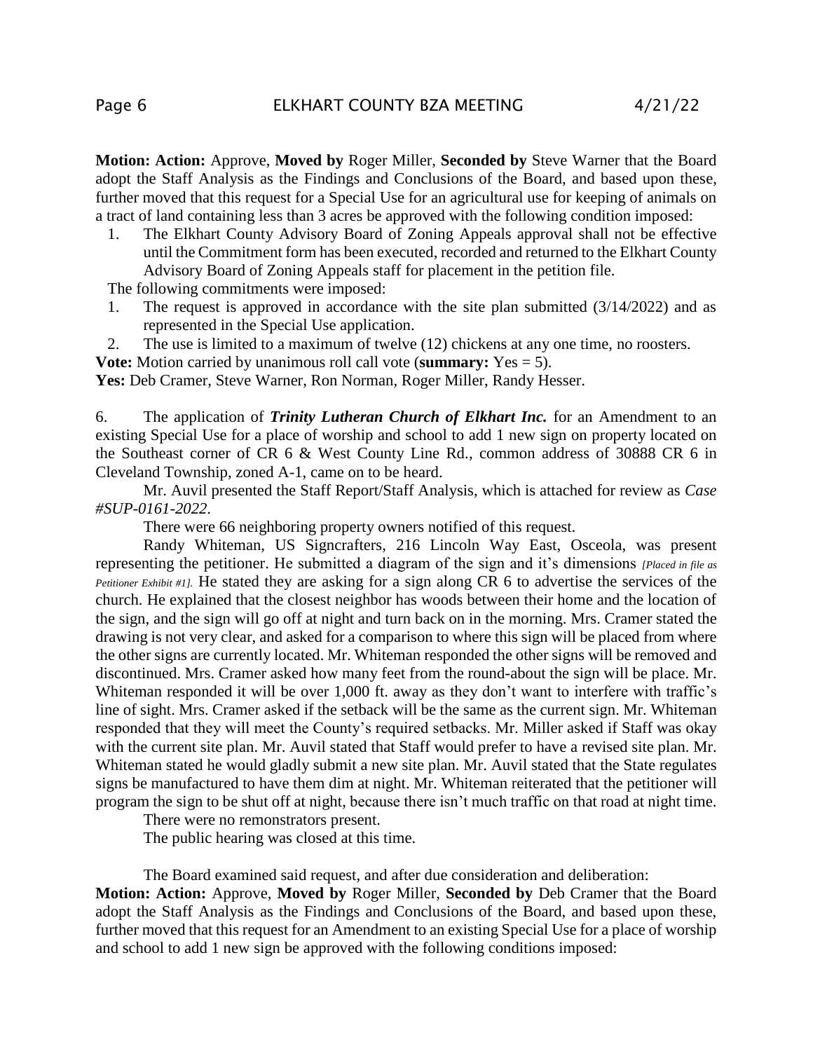**Motion: Action:** Approve, **Moved by** Roger Miller, **Seconded by** Steve Warner that the Board adopt the Staff Analysis as the Findings and Conclusions of the Board, and based upon these, further moved that this request for a Special Use for an agricultural use for keeping of animals on a tract of land containing less than 3 acres be approved with the following condition imposed:

1. The Elkhart County Advisory Board of Zoning Appeals approval shall not be effective until the Commitment form has been executed, recorded and returned to the Elkhart County Advisory Board of Zoning Appeals staff for placement in the petition file.

The following commitments were imposed:

1. The request is approved in accordance with the site plan submitted (3/14/2022) and as represented in the Special Use application.
2. The use is limited to a maximum of twelve (12) chickens at any one time, no roosters.

**Vote:** Motion carried by unanimous roll call vote (**summary:** Yes = 5).
**Yes:** Deb Cramer, Steve Warner, Ron Norman, Roger Miller, Randy Hesser.

6. The application of ***Trinity Lutheran Church of Elkhart Inc.*** for an Amendment to an existing Special Use for a place of worship and school to add 1 new sign on property located on the Southeast corner of CR 6 & West County Line Rd., common address of 30888 CR 6 in Cleveland Township, zoned A-1, came on to be heard.

Mr. Auvil presented the Staff Report/Staff Analysis, which is attached for review as *Case #SUP-0161-2022*.

There were 66 neighboring property owners notified of this request.

Randy Whiteman, US Signcrafters, 216 Lincoln Way East, Osceola, was present representing the petitioner. He submitted a diagram of the sign and it's dimensions *[Placed in file as Petitioner Exhibit #1].* He stated they are asking for a sign along CR 6 to advertise the services of the church. He explained that the closest neighbor has woods between their home and the location of the sign, and the sign will go off at night and turn back on in the morning. Mrs. Cramer stated the drawing is not very clear, and asked for a comparison to where this sign will be placed from where the other signs are currently located. Mr. Whiteman responded the other signs will be removed and discontinued. Mrs. Cramer asked how many feet from the round-about the sign will be place. Mr. Whiteman responded it will be over 1,000 ft. away as they don't want to interfere with traffic's line of sight. Mrs. Cramer asked if the setback will be the same as the current sign. Mr. Whiteman responded that they will meet the County's required setbacks. Mr. Miller asked if Staff was okay with the current site plan. Mr. Auvil stated that Staff would prefer to have a revised site plan. Mr. Whiteman stated he would gladly submit a new site plan. Mr. Auvil stated that the State regulates signs be manufactured to have them dim at night. Mr. Whiteman reiterated that the petitioner will program the sign to be shut off at night, because there isn't much traffic on that road at night time.

There were no remonstrators present.

The public hearing was closed at this time.

The Board examined said request, and after due consideration and deliberation:
**Motion: Action:** Approve, **Moved by** Roger Miller, **Seconded by** Deb Cramer that the Board adopt the Staff Analysis as the Findings and Conclusions of the Board, and based upon these, further moved that this request for an Amendment to an existing Special Use for a place of worship and school to add 1 new sign be approved with the following conditions imposed: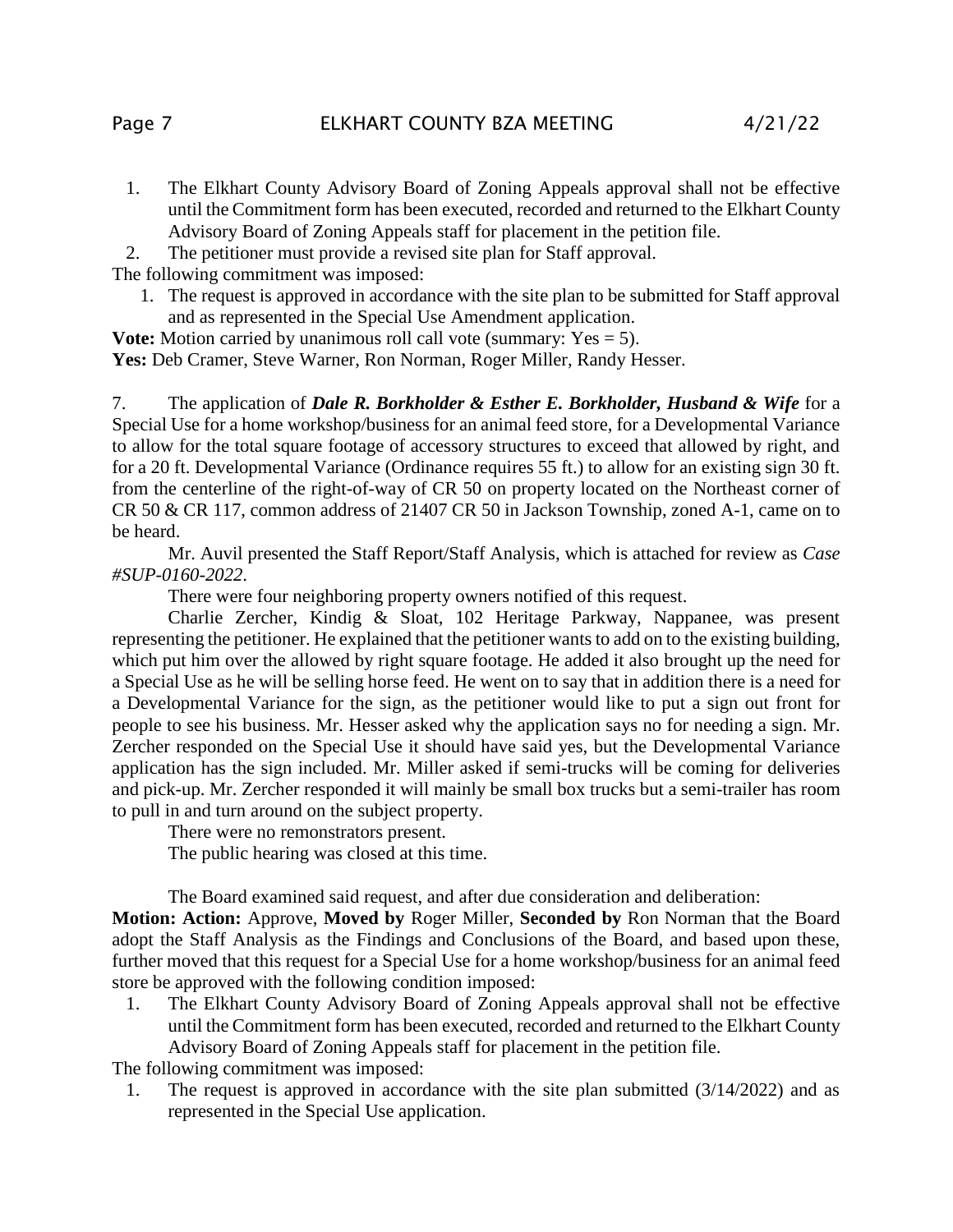1. The Elkhart County Advisory Board of Zoning Appeals approval shall not be effective until the Commitment form has been executed, recorded and returned to the Elkhart County Advisory Board of Zoning Appeals staff for placement in the petition file.
2. The petitioner must provide a revised site plan for Staff approval.

The following commitment was imposed:

1. The request is approved in accordance with the site plan to be submitted for Staff approval and as represented in the Special Use Amendment application.

**Vote:** Motion carried by unanimous roll call vote (summary: Yes = 5).
**Yes:** Deb Cramer, Steve Warner, Ron Norman, Roger Miller, Randy Hesser.

7. The application of ***Dale R. Borkholder & Esther E. Borkholder, Husband & Wife*** for a Special Use for a home workshop/business for an animal feed store, for a Developmental Variance to allow for the total square footage of accessory structures to exceed that allowed by right, and for a 20 ft. Developmental Variance (Ordinance requires 55 ft.) to allow for an existing sign 30 ft. from the centerline of the right-of-way of CR 50 on property located on the Northeast corner of CR 50 & CR 117, common address of 21407 CR 50 in Jackson Township, zoned A-1, came on to be heard.

Mr. Auvil presented the Staff Report/Staff Analysis, which is attached for review as *Case #SUP-0160-2022*.

There were four neighboring property owners notified of this request.

Charlie Zercher, Kindig & Sloat, 102 Heritage Parkway, Nappanee, was present representing the petitioner. He explained that the petitioner wants to add on to the existing building, which put him over the allowed by right square footage. He added it also brought up the need for a Special Use as he will be selling horse feed. He went on to say that in addition there is a need for a Developmental Variance for the sign, as the petitioner would like to put a sign out front for people to see his business. Mr. Hesser asked why the application says no for needing a sign. Mr. Zercher responded on the Special Use it should have said yes, but the Developmental Variance application has the sign included. Mr. Miller asked if semi-trucks will be coming for deliveries and pick-up. Mr. Zercher responded it will mainly be small box trucks but a semi-trailer has room to pull in and turn around on the subject property.

There were no remonstrators present.

The public hearing was closed at this time.

The Board examined said request, and after due consideration and deliberation:
**Motion: Action:** Approve, **Moved by** Roger Miller, **Seconded by** Ron Norman that the Board adopt the Staff Analysis as the Findings and Conclusions of the Board, and based upon these, further moved that this request for a Special Use for a home workshop/business for an animal feed store be approved with the following condition imposed:

1. The Elkhart County Advisory Board of Zoning Appeals approval shall not be effective until the Commitment form has been executed, recorded and returned to the Elkhart County Advisory Board of Zoning Appeals staff for placement in the petition file.

The following commitment was imposed:

1. The request is approved in accordance with the site plan submitted (3/14/2022) and as represented in the Special Use application.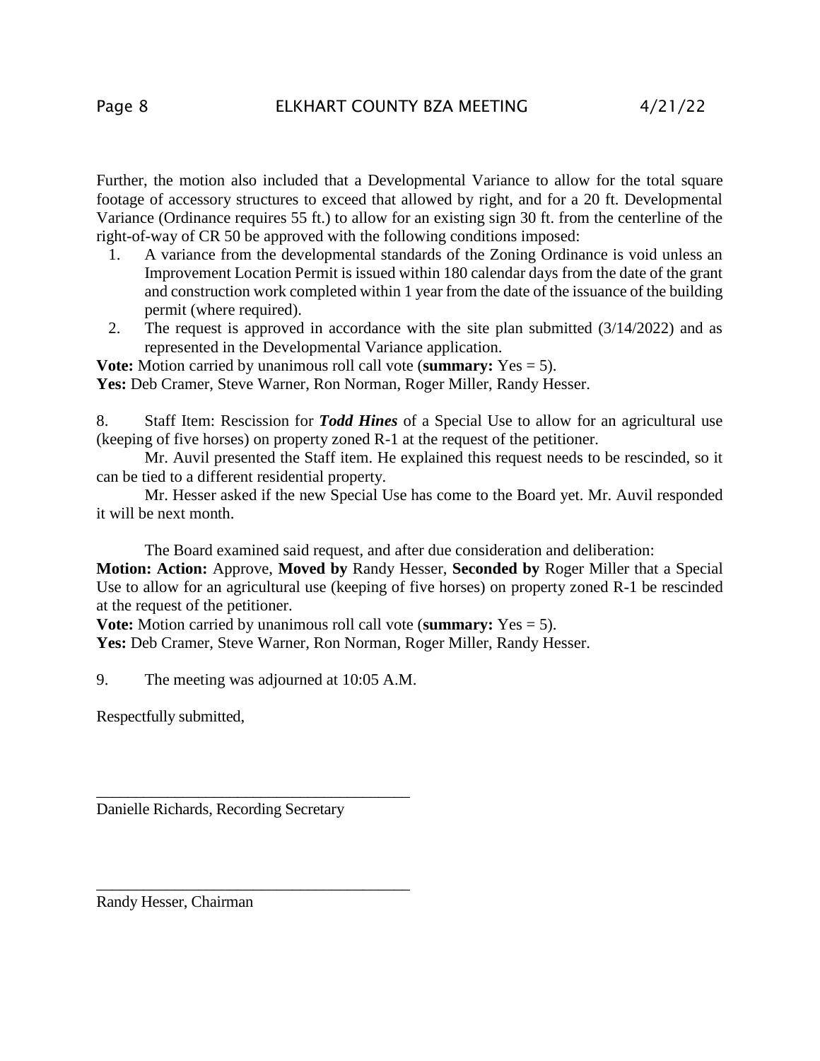Further, the motion also included that a Developmental Variance to allow for the total square footage of accessory structures to exceed that allowed by right, and for a 20 ft. Developmental Variance (Ordinance requires 55 ft.) to allow for an existing sign 30 ft. from the centerline of the right-of-way of CR 50 be approved with the following conditions imposed:

1. A variance from the developmental standards of the Zoning Ordinance is void unless an Improvement Location Permit is issued within 180 calendar days from the date of the grant and construction work completed within 1 year from the date of the issuance of the building permit (where required).
2. The request is approved in accordance with the site plan submitted (3/14/2022) and as represented in the Developmental Variance application.

**Vote:** Motion carried by unanimous roll call vote (**summary:** Yes = 5).
**Yes:** Deb Cramer, Steve Warner, Ron Norman, Roger Miller, Randy Hesser.

8. Staff Item: Rescission for ***Todd Hines*** of a Special Use to allow for an agricultural use (keeping of five horses) on property zoned R-1 at the request of the petitioner.

Mr. Auvil presented the Staff item. He explained this request needs to be rescinded, so it can be tied to a different residential property.

Mr. Hesser asked if the new Special Use has come to the Board yet. Mr. Auvil responded it will be next month.

The Board examined said request, and after due consideration and deliberation:
**Motion: Action:** Approve, **Moved by** Randy Hesser, **Seconded by** Roger Miller that a Special Use to allow for an agricultural use (keeping of five horses) on property zoned R-1 be rescinded at the request of the petitioner.
**Vote:** Motion carried by unanimous roll call vote (**summary:** Yes = 5).
**Yes:** Deb Cramer, Steve Warner, Ron Norman, Roger Miller, Randy Hesser.

9. The meeting was adjourned at 10:05 A.M.

Respectfully submitted,

________________________________________
Danielle Richards, Recording Secretary

________________________________________
Randy Hesser, Chairman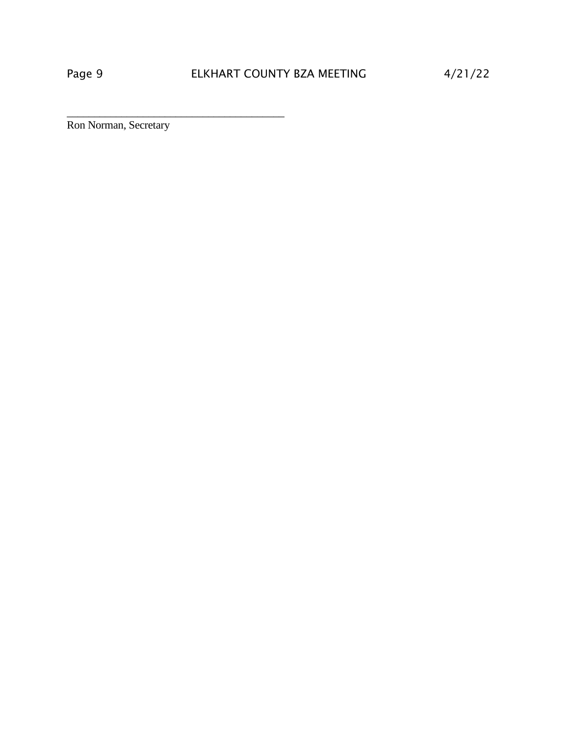________________________________________
Ron Norman, Secretary